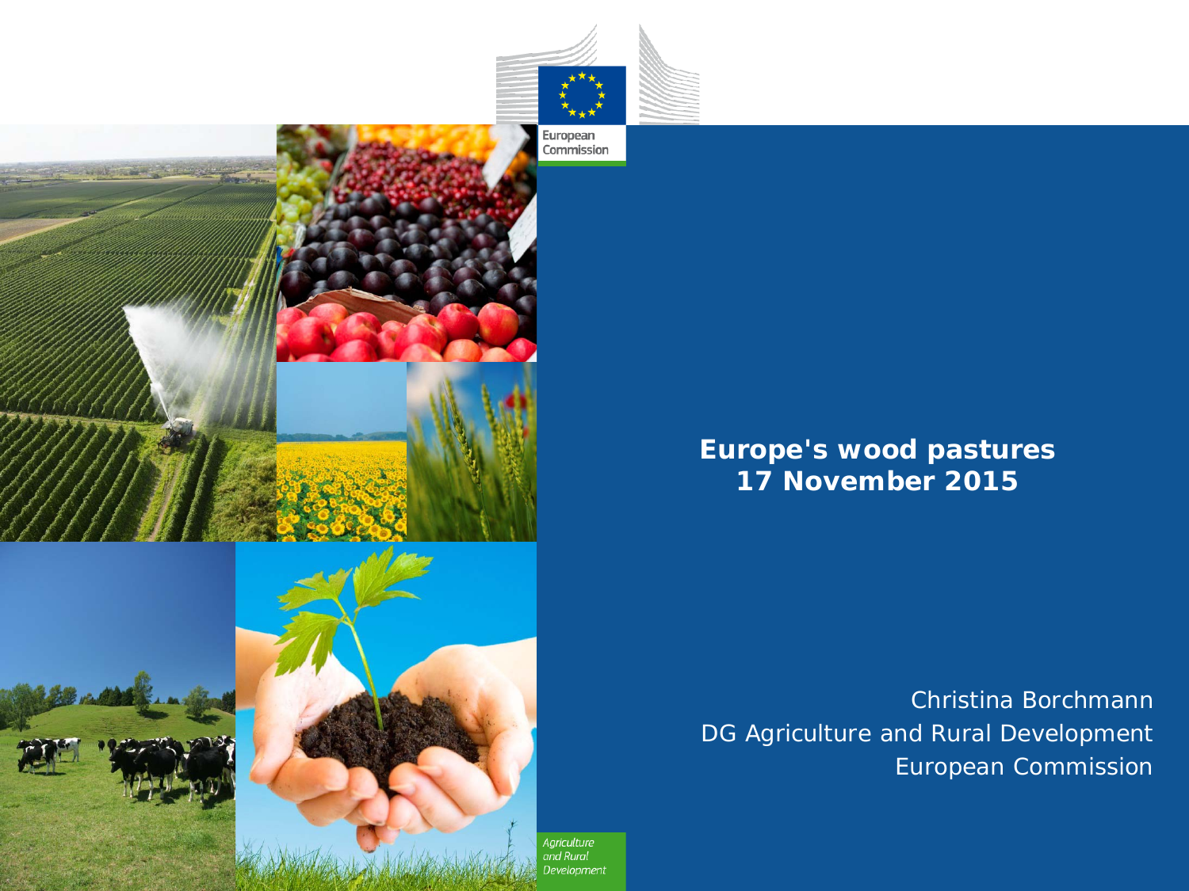# Europe's wood pastures
## 17 November 2015

Christina Borchmann
DG Agriculture and Rural Development
European Commission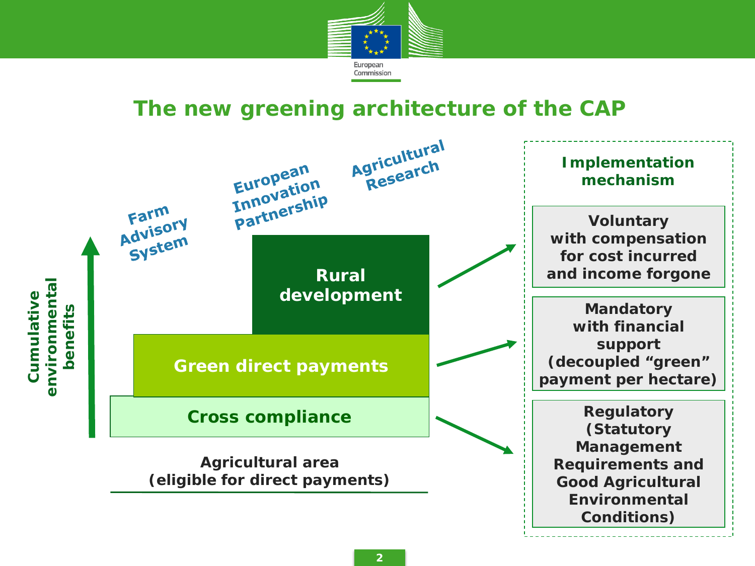## The new greening architecture of the CAP

**Cumulative environmental benefits**

- Farm Advisory System
- European Innovation Partnership
- Agricultural Research

**Rural development** → Voluntary with compensation for cost incurred and income forgone

**Green direct payments** → Mandatory with financial support (decoupled "green" payment per hectare)

**Cross compliance** → Regulatory (Statutory Management Requirements and Good Agricultural Environmental Conditions)

**Agricultural area (eligible for direct payments)**

### Implementation mechanism

- **Voluntary with compensation for cost incurred and income forgone**
- **Mandatory with financial support (decoupled "green" payment per hectare)**
- **Regulatory (Statutory Management Requirements and Good Agricultural Environmental Conditions)**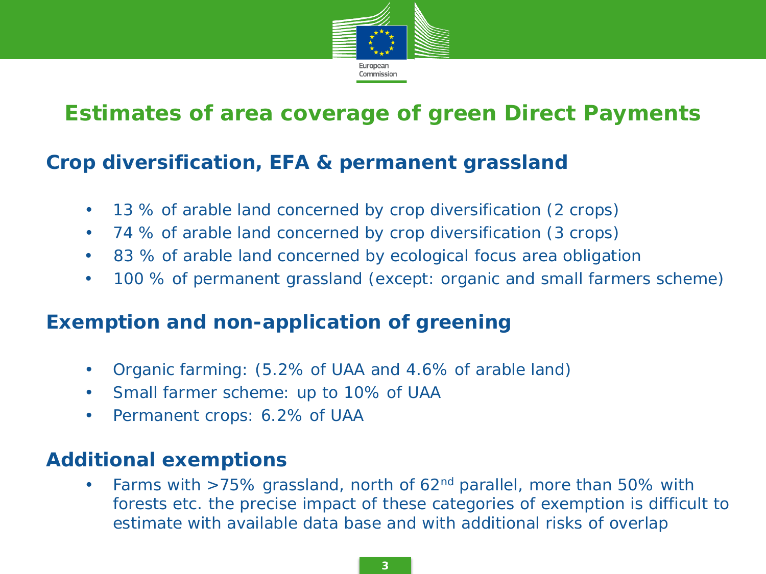# Estimates of area coverage of green Direct Payments

## Crop diversification, EFA & permanent grassland

- 13 % of arable land concerned by crop diversification (2 crops)
- 74 % of arable land concerned by crop diversification (3 crops)
- 83 % of arable land concerned by ecological focus area obligation
- 100 % of permanent grassland (except: organic and small farmers scheme)

## Exemption and non-application of greening

- Organic farming: (5.2% of UAA and 4.6% of arable land)
- Small farmer scheme: up to 10% of UAA
- Permanent crops: 6.2% of UAA

## Additional exemptions

- Farms with >75% grassland, north of 62nd parallel, more than 50% with forests etc. the precise impact of these categories of exemption is difficult to estimate with available data base and with additional risks of overlap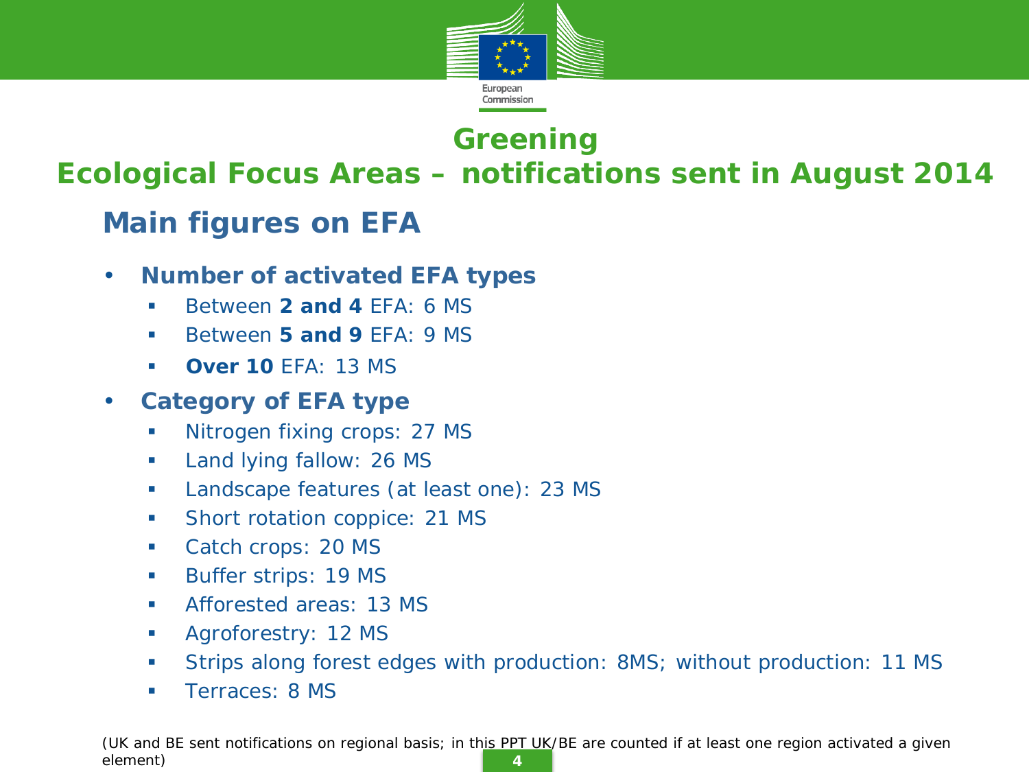# Greening

## Ecological Focus Areas – notifications sent in August 2014

### Main figures on EFA

- **Number of activated EFA types**
  - Between **2 and 4** EFA: 6 MS
  - Between **5 and 9** EFA: 9 MS
  - **Over 10** EFA: 13 MS
- **Category of EFA type**
  - Nitrogen fixing crops: 27 MS
  - Land lying fallow: 26 MS
  - Landscape features (at least one): 23 MS
  - Short rotation coppice: 21 MS
  - Catch crops: 20 MS
  - Buffer strips: 19 MS
  - Afforested areas: 13 MS
  - Agroforestry: 12 MS
  - Strips along forest edges with production: 8MS; without production: 11 MS
  - Terraces: 8 MS

(UK and BE sent notifications on regional basis; in this PPT UK/BE are counted if at least one region activated a given element)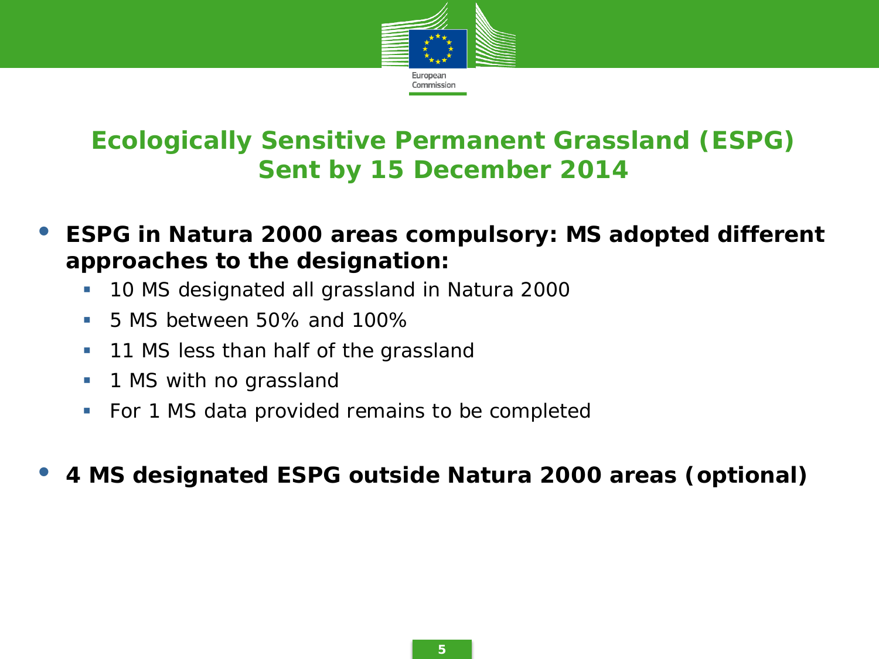# Ecologically Sensitive Permanent Grassland (ESPG) Sent by 15 December 2014

- **ESPG in Natura 2000 areas compulsory: MS adopted different approaches to the designation:**
  - 10 MS designated all grassland in Natura 2000
  - 5 MS between 50% and 100%
  - 11 MS less than half of the grassland
  - 1 MS with no grassland
  - For 1 MS data provided remains to be completed

- **4 MS designated ESPG outside Natura 2000 areas (optional)**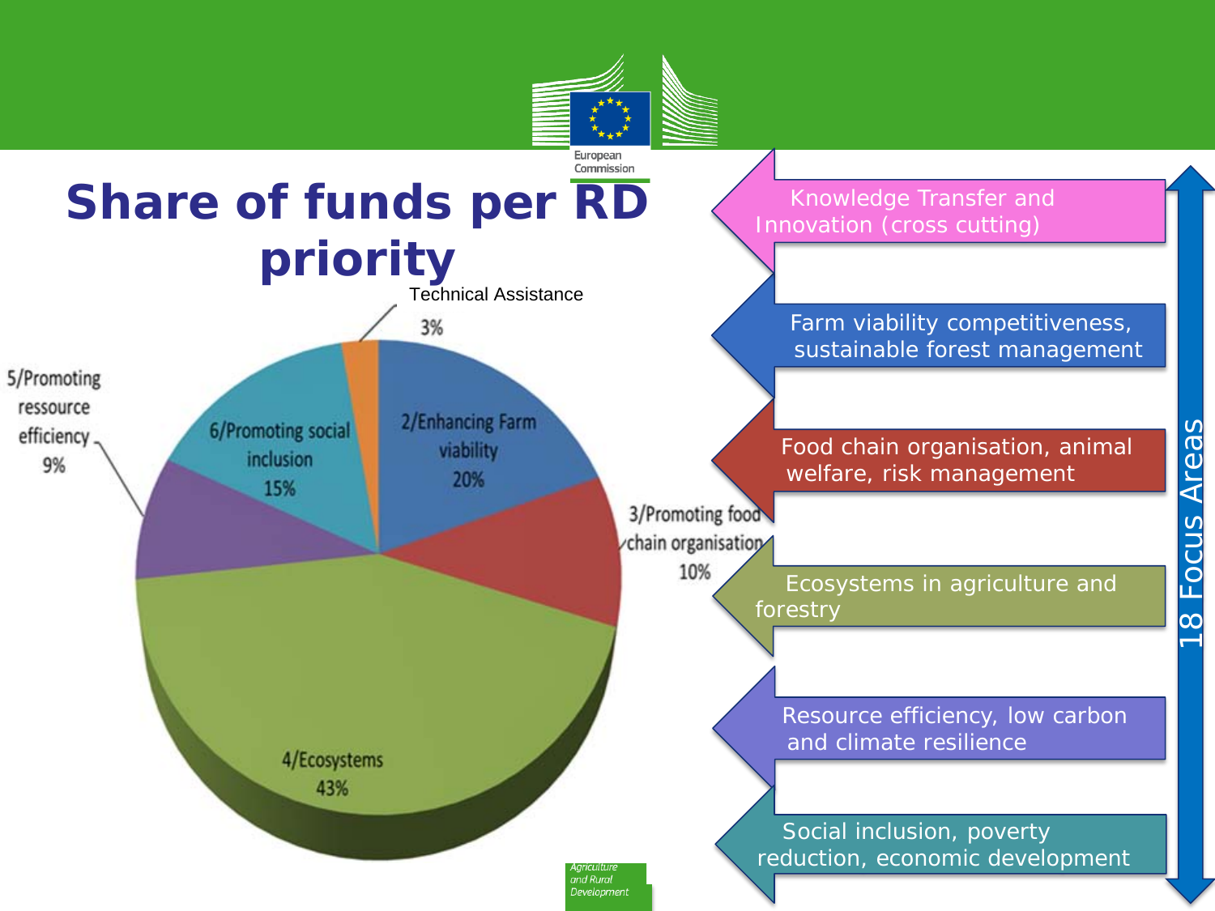# Share of funds per RD priority

- Technical Assistance 3%
- 2/Enhancing Farm viability 20%
- 3/Promoting food chain organisation 10%
- 4/Ecosystems 43%
- 5/Promoting ressource efficiency 9%
- 6/Promoting social inclusion 15%

18 Focus Areas:

- Knowledge Transfer and Innovation (cross cutting)
- Farm viability competitiveness, sustainable forest management
- Food chain organisation, animal welfare, risk management
- Ecosystems in agriculture and forestry
- Resource efficiency, low carbon and climate resilience
- Social inclusion, poverty reduction, economic development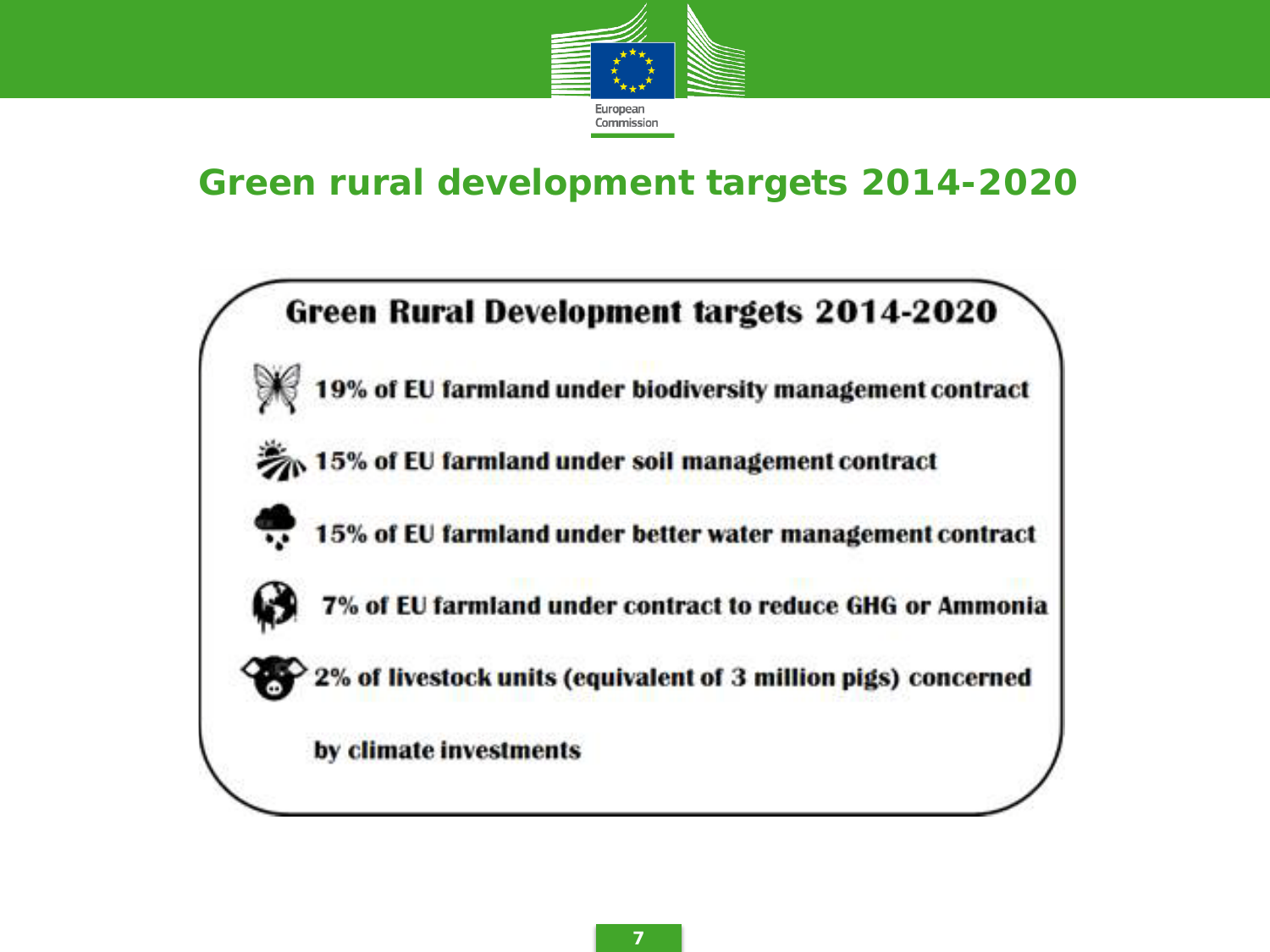# Green rural development targets 2014-2020

## Green Rural Development targets 2014-2020

- 19% of EU farmland under biodiversity management contract
- 15% of EU farmland under soil management contract
- 15% of EU farmland under better water management contract
- 7% of EU farmland under contract to reduce GHG or Ammonia
- 2% of livestock units (equivalent of 3 million pigs) concerned by climate investments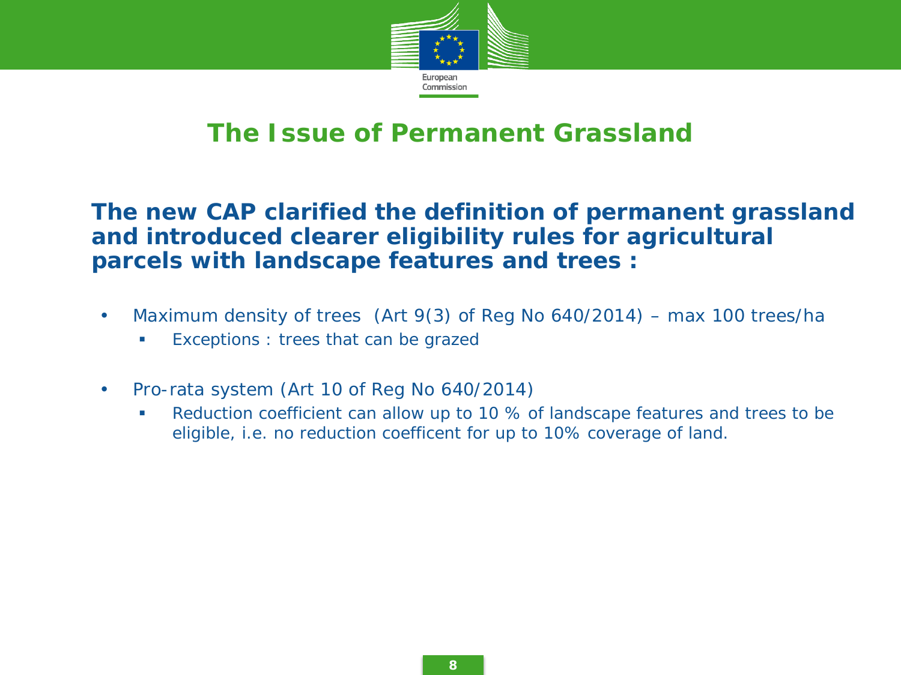# The Issue of Permanent Grassland

**The new CAP clarified the definition of permanent grassland and introduced clearer eligibility rules for agricultural parcels with landscape features and trees :**

- Maximum density of trees  (Art 9(3) of Reg No 640/2014) – max 100 trees/ha
  - Exceptions : trees that can be grazed
- Pro-rata system (Art 10 of Reg No 640/2014)
  - Reduction coefficient can allow up to 10 % of landscape features and trees to be eligible, i.e. no reduction coefficent for up to 10% coverage of land.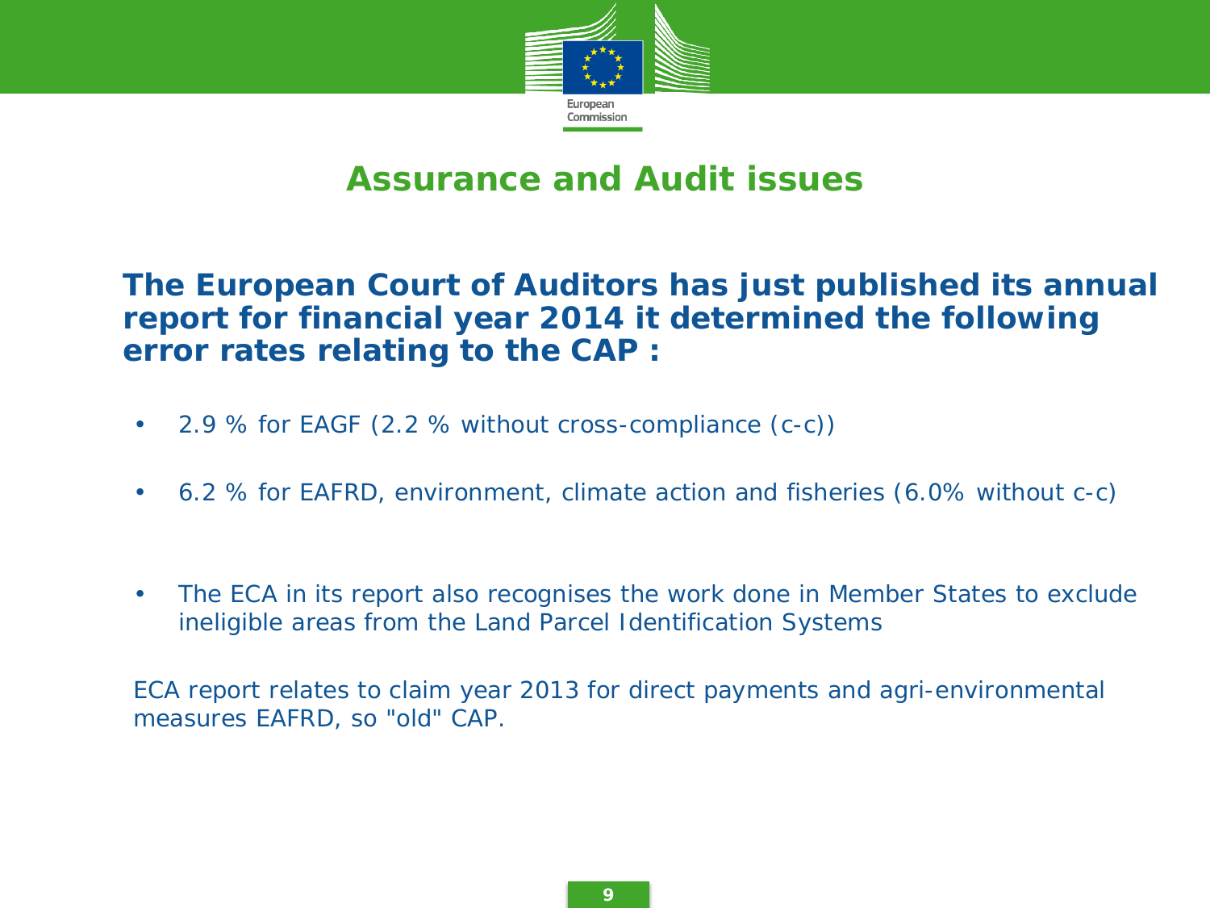# Assurance and Audit issues

**The European Court of Auditors has just published its annual report for financial year 2014 it determined the following error rates relating to the CAP :**

- 2.9 % for EAGF (2.2 % without cross-compliance (c-c))
- 6.2 % for EAFRD, environment, climate action and fisheries (6.0% without c-c)
- The ECA in its report also recognises the work done in Member States to exclude ineligible areas from the Land Parcel Identification Systems

ECA report relates to claim year 2013 for direct payments and agri-environmental measures EAFRD, so "old" CAP.